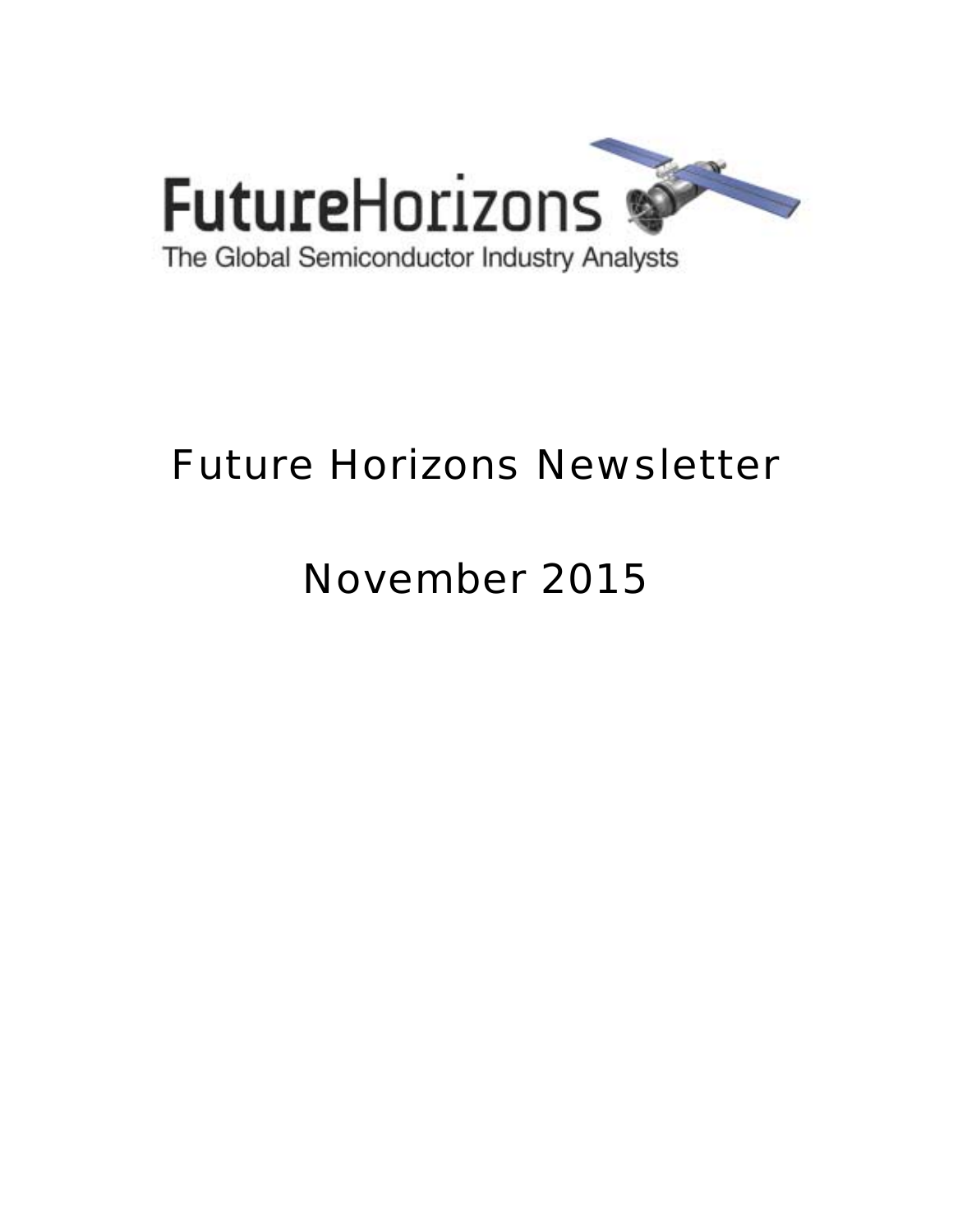FutureHorizons

The Global Semiconductor Industry Analysts

# Future Horizons Newsletter

# November 2015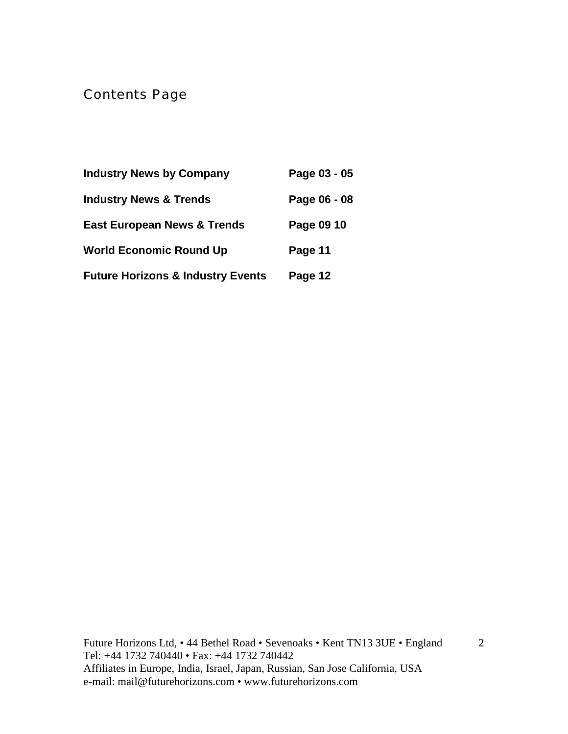# Contents Page

| | |
|---|---|
| **Industry News by Company** | **Page 03 - 05** |
| **Industry News & Trends** | **Page 06 - 08** |
| **East European News & Trends** | **Page 09 10** |
| **World Economic Round Up** | **Page 11** |
| **Future Horizons & Industry Events** | **Page 12** |

Future Horizons Ltd, • 44 Bethel Road • Sevenoaks • Kent TN13 3UE • England
Tel: +44 1732 740440 • Fax: +44 1732 740442
Affiliates in Europe, India, Israel, Japan, Russian, San Jose California, USA
e-mail: mail@futurehorizons.com • www.futurehorizons.com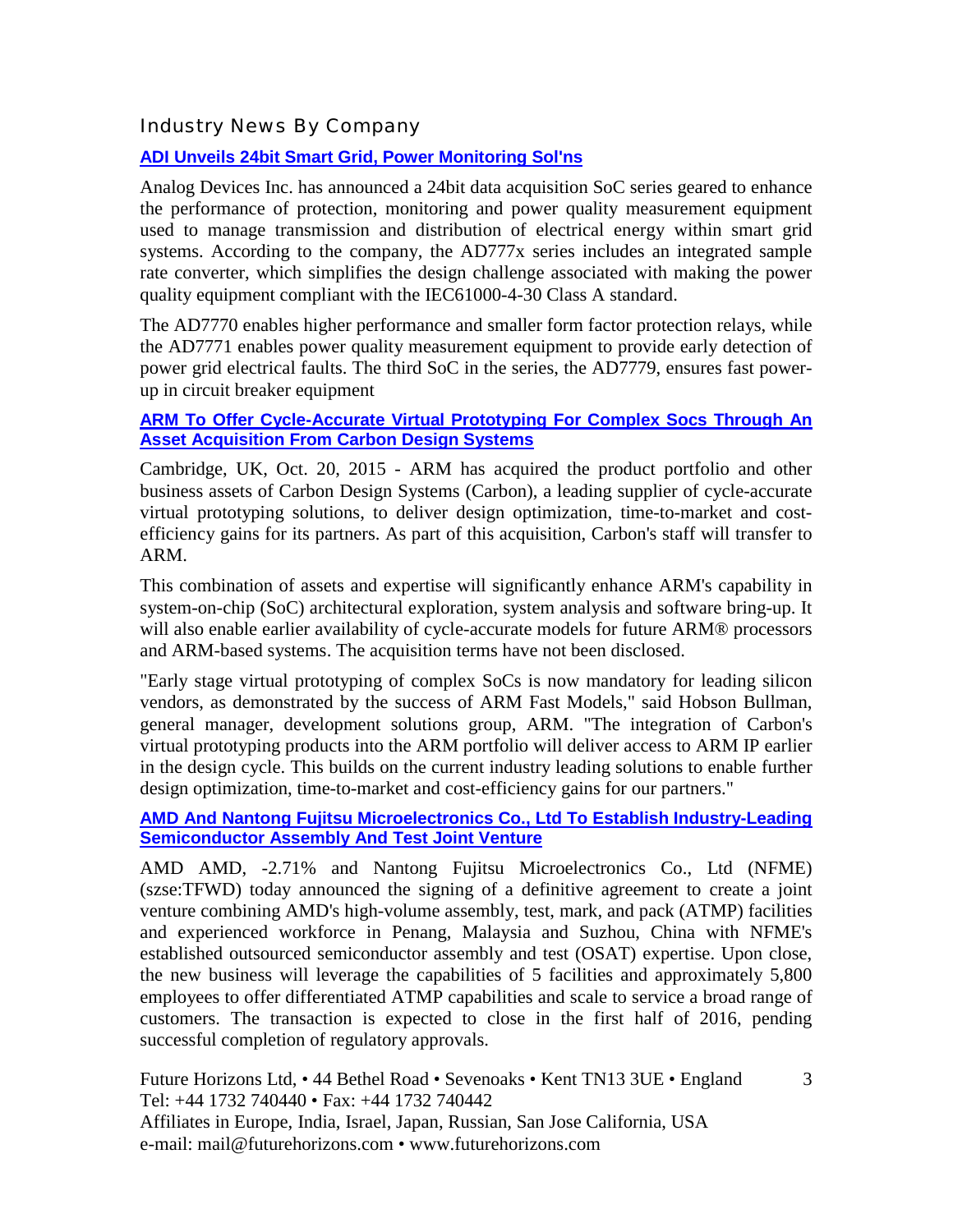## Industry News By Company

### ADI Unveils 24bit Smart Grid, Power Monitoring Sol'ns

Analog Devices Inc. has announced a 24bit data acquisition SoC series geared to enhance the performance of protection, monitoring and power quality measurement equipment used to manage transmission and distribution of electrical energy within smart grid systems. According to the company, the AD777x series includes an integrated sample rate converter, which simplifies the design challenge associated with making the power quality equipment compliant with the IEC61000-4-30 Class A standard.

The AD7770 enables higher performance and smaller form factor protection relays, while the AD7771 enables power quality measurement equipment to provide early detection of power grid electrical faults. The third SoC in the series, the AD7779, ensures fast power-up in circuit breaker equipment

### ARM To Offer Cycle-Accurate Virtual Prototyping For Complex Socs Through An Asset Acquisition From Carbon Design Systems

Cambridge, UK, Oct. 20, 2015 - ARM has acquired the product portfolio and other business assets of Carbon Design Systems (Carbon), a leading supplier of cycle-accurate virtual prototyping solutions, to deliver design optimization, time-to-market and cost-efficiency gains for its partners. As part of this acquisition, Carbon's staff will transfer to ARM.

This combination of assets and expertise will significantly enhance ARM's capability in system-on-chip (SoC) architectural exploration, system analysis and software bring-up. It will also enable earlier availability of cycle-accurate models for future ARM® processors and ARM-based systems. The acquisition terms have not been disclosed.

"Early stage virtual prototyping of complex SoCs is now mandatory for leading silicon vendors, as demonstrated by the success of ARM Fast Models," said Hobson Bullman, general manager, development solutions group, ARM. "The integration of Carbon's virtual prototyping products into the ARM portfolio will deliver access to ARM IP earlier in the design cycle. This builds on the current industry leading solutions to enable further design optimization, time-to-market and cost-efficiency gains for our partners."

### AMD And Nantong Fujitsu Microelectronics Co., Ltd To Establish Industry-Leading Semiconductor Assembly And Test Joint Venture

AMD AMD, -2.71% and Nantong Fujitsu Microelectronics Co., Ltd (NFME) (szse:TFWD) today announced the signing of a definitive agreement to create a joint venture combining AMD's high-volume assembly, test, mark, and pack (ATMP) facilities and experienced workforce in Penang, Malaysia and Suzhou, China with NFME's established outsourced semiconductor assembly and test (OSAT) expertise. Upon close, the new business will leverage the capabilities of 5 facilities and approximately 5,800 employees to offer differentiated ATMP capabilities and scale to service a broad range of customers. The transaction is expected to close in the first half of 2016, pending successful completion of regulatory approvals.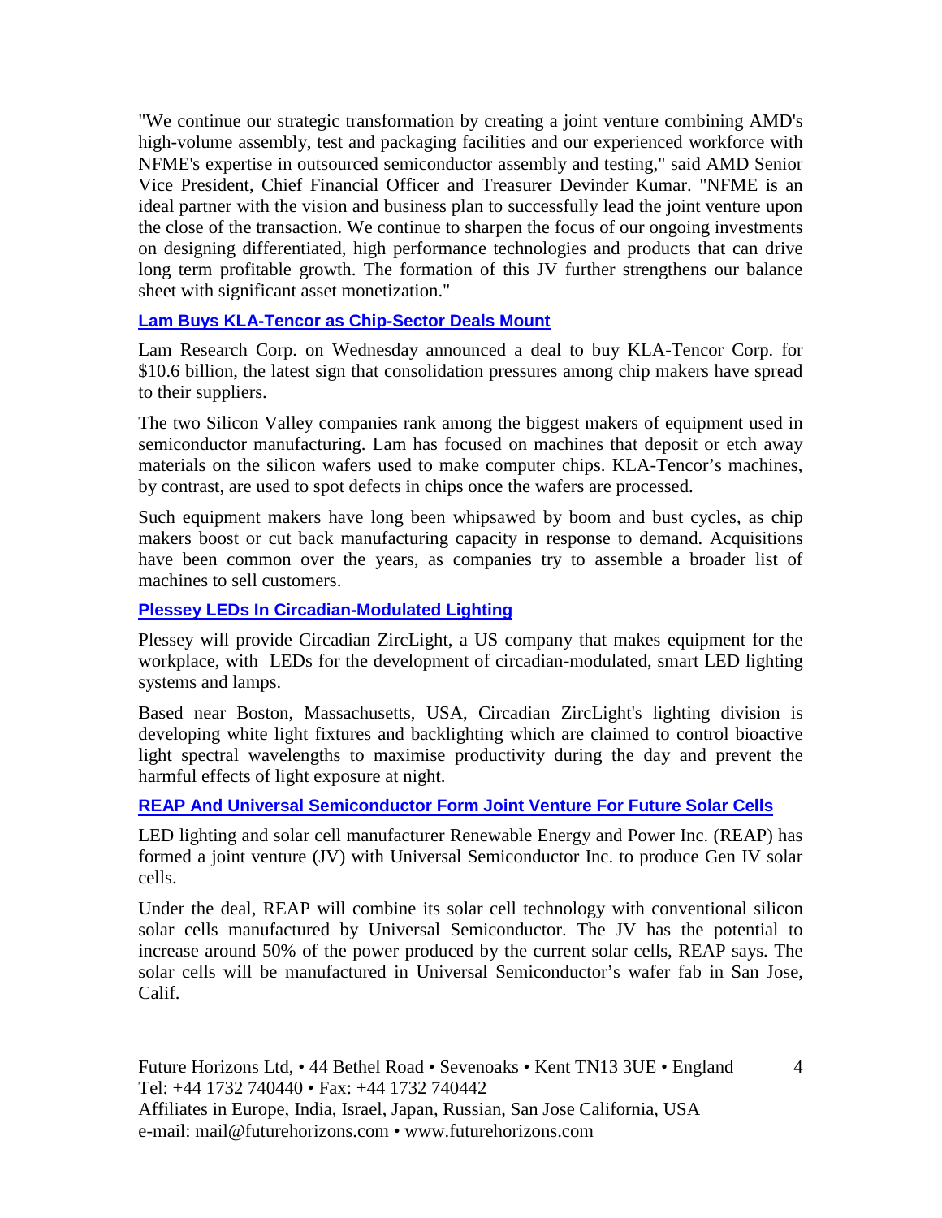"We continue our strategic transformation by creating a joint venture combining AMD's high-volume assembly, test and packaging facilities and our experienced workforce with NFME's expertise in outsourced semiconductor assembly and testing," said AMD Senior Vice President, Chief Financial Officer and Treasurer Devinder Kumar. "NFME is an ideal partner with the vision and business plan to successfully lead the joint venture upon the close of the transaction. We continue to sharpen the focus of our ongoing investments on designing differentiated, high performance technologies and products that can drive long term profitable growth. The formation of this JV further strengthens our balance sheet with significant asset monetization."

### Lam Buys KLA-Tencor as Chip-Sector Deals Mount

Lam Research Corp. on Wednesday announced a deal to buy KLA-Tencor Corp. for $10.6 billion, the latest sign that consolidation pressures among chip makers have spread to their suppliers.

The two Silicon Valley companies rank among the biggest makers of equipment used in semiconductor manufacturing. Lam has focused on machines that deposit or etch away materials on the silicon wafers used to make computer chips. KLA-Tencor's machines, by contrast, are used to spot defects in chips once the wafers are processed.

Such equipment makers have long been whipsawed by boom and bust cycles, as chip makers boost or cut back manufacturing capacity in response to demand. Acquisitions have been common over the years, as companies try to assemble a broader list of machines to sell customers.

### Plessey LEDs In Circadian-Modulated Lighting

Plessey will provide Circadian ZircLight, a US company that makes equipment for the workplace, with LEDs for the development of circadian-modulated, smart LED lighting systems and lamps.

Based near Boston, Massachusetts, USA, Circadian ZircLight's lighting division is developing white light fixtures and backlighting which are claimed to control bioactive light spectral wavelengths to maximise productivity during the day and prevent the harmful effects of light exposure at night.

### REAP And Universal Semiconductor Form Joint Venture For Future Solar Cells

LED lighting and solar cell manufacturer Renewable Energy and Power Inc. (REAP) has formed a joint venture (JV) with Universal Semiconductor Inc. to produce Gen IV solar cells.

Under the deal, REAP will combine its solar cell technology with conventional silicon solar cells manufactured by Universal Semiconductor. The JV has the potential to increase around 50% of the power produced by the current solar cells, REAP says. The solar cells will be manufactured in Universal Semiconductor's wafer fab in San Jose, Calif.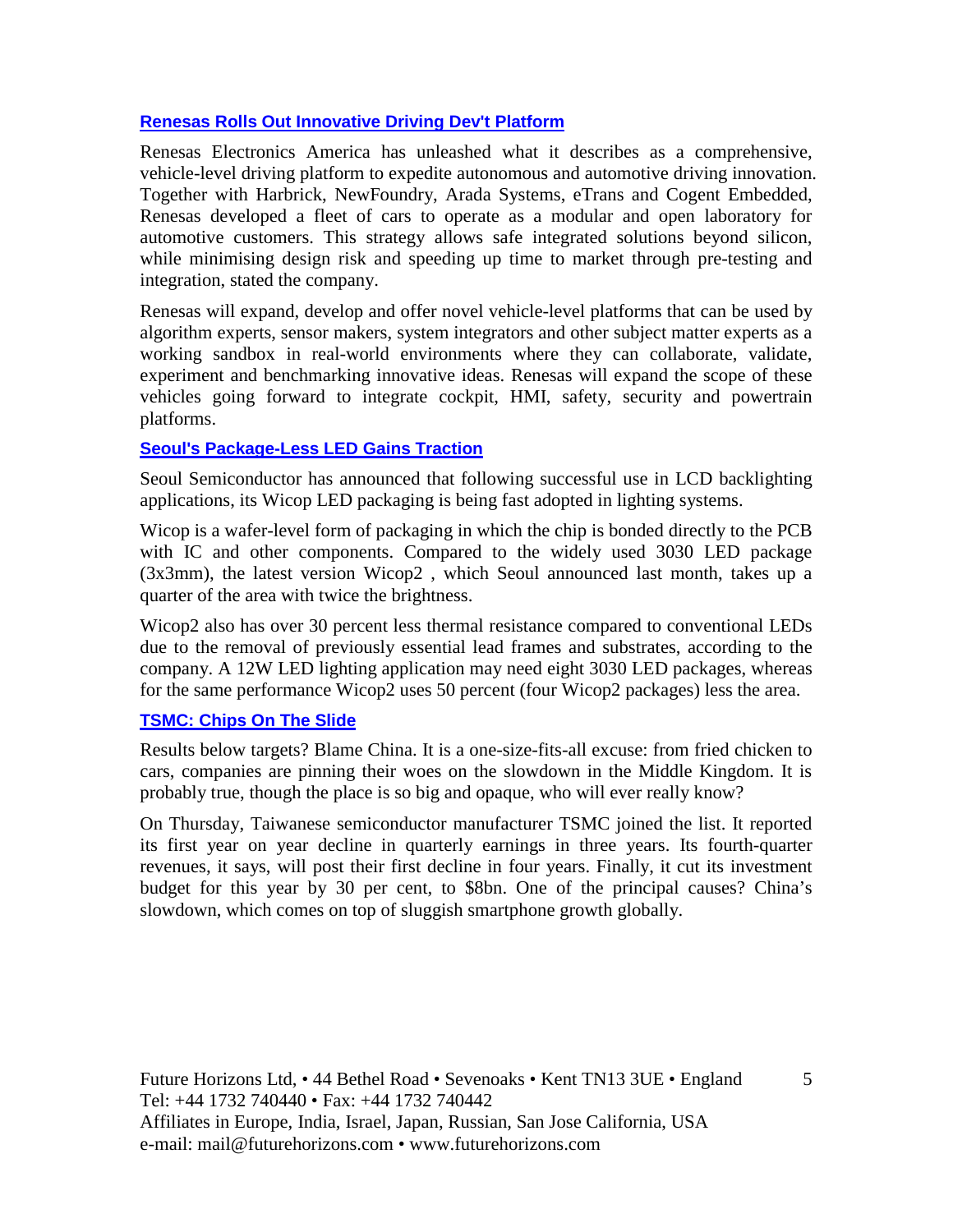### Renesas Rolls Out Innovative Driving Dev't Platform

Renesas Electronics America has unleashed what it describes as a comprehensive, vehicle-level driving platform to expedite autonomous and automotive driving innovation. Together with Harbrick, NewFoundry, Arada Systems, eTrans and Cogent Embedded, Renesas developed a fleet of cars to operate as a modular and open laboratory for automotive customers. This strategy allows safe integrated solutions beyond silicon, while minimising design risk and speeding up time to market through pre-testing and integration, stated the company.

Renesas will expand, develop and offer novel vehicle-level platforms that can be used by algorithm experts, sensor makers, system integrators and other subject matter experts as a working sandbox in real-world environments where they can collaborate, validate, experiment and benchmarking innovative ideas. Renesas will expand the scope of these vehicles going forward to integrate cockpit, HMI, safety, security and powertrain platforms.

### Seoul's Package-Less LED Gains Traction

Seoul Semiconductor has announced that following successful use in LCD backlighting applications, its Wicop LED packaging is being fast adopted in lighting systems.

Wicop is a wafer-level form of packaging in which the chip is bonded directly to the PCB with IC and other components. Compared to the widely used 3030 LED package (3x3mm), the latest version Wicop2 , which Seoul announced last month, takes up a quarter of the area with twice the brightness.

Wicop2 also has over 30 percent less thermal resistance compared to conventional LEDs due to the removal of previously essential lead frames and substrates, according to the company. A 12W LED lighting application may need eight 3030 LED packages, whereas for the same performance Wicop2 uses 50 percent (four Wicop2 packages) less the area.

### TSMC: Chips On The Slide

Results below targets? Blame China. It is a one-size-fits-all excuse: from fried chicken to cars, companies are pinning their woes on the slowdown in the Middle Kingdom. It is probably true, though the place is so big and opaque, who will ever really know?

On Thursday, Taiwanese semiconductor manufacturer TSMC joined the list. It reported its first year on year decline in quarterly earnings in three years. Its fourth-quarter revenues, it says, will post their first decline in four years. Finally, it cut its investment budget for this year by 30 per cent, to $8bn. One of the principal causes? China's slowdown, which comes on top of sluggish smartphone growth globally.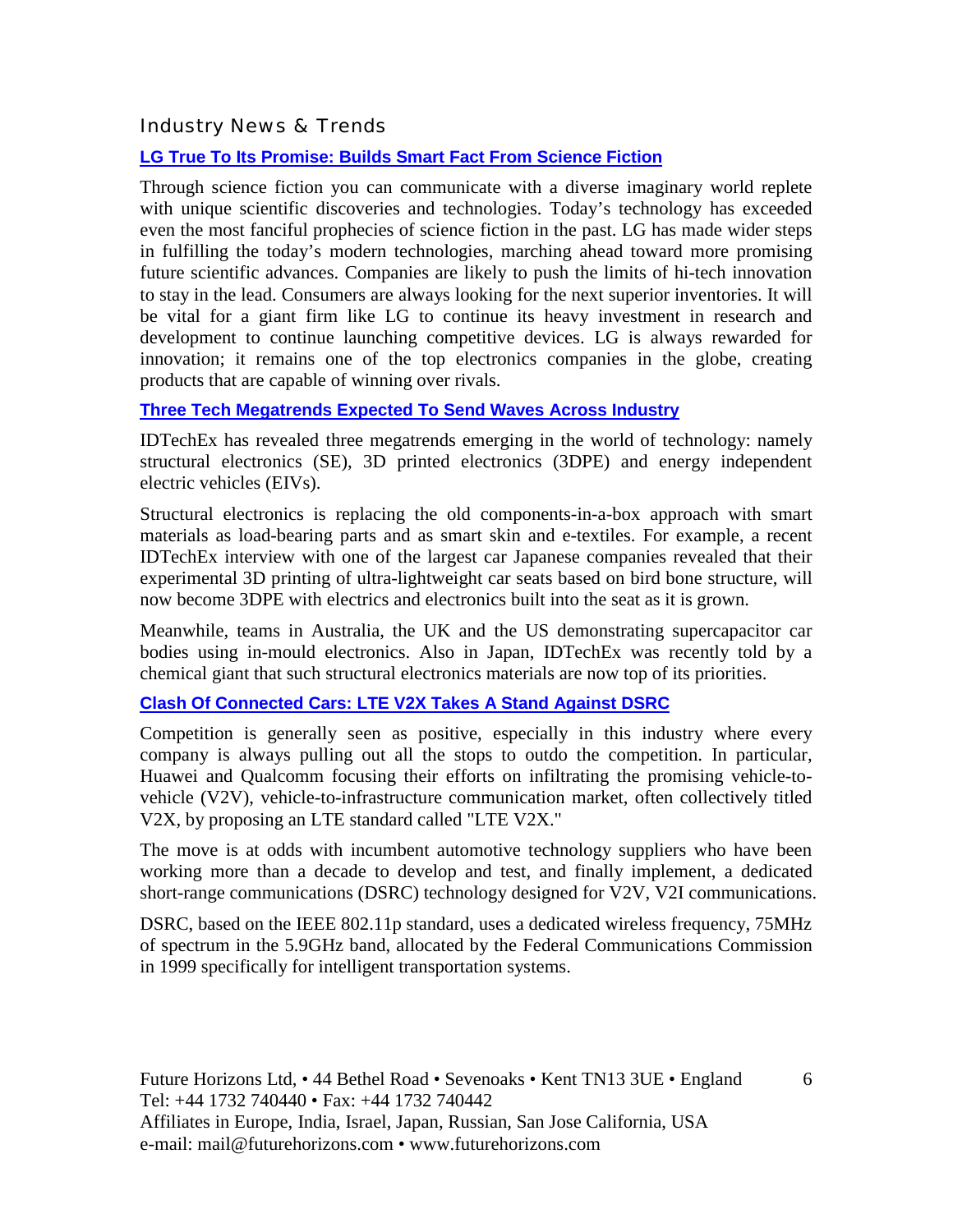## Industry News & Trends

### LG True To Its Promise: Builds Smart Fact From Science Fiction

Through science fiction you can communicate with a diverse imaginary world replete with unique scientific discoveries and technologies. Today's technology has exceeded even the most fanciful prophecies of science fiction in the past. LG has made wider steps in fulfilling the today's modern technologies, marching ahead toward more promising future scientific advances. Companies are likely to push the limits of hi-tech innovation to stay in the lead. Consumers are always looking for the next superior inventories. It will be vital for a giant firm like LG to continue its heavy investment in research and development to continue launching competitive devices. LG is always rewarded for innovation; it remains one of the top electronics companies in the globe, creating products that are capable of winning over rivals.

### Three Tech Megatrends Expected To Send Waves Across Industry

IDTechEx has revealed three megatrends emerging in the world of technology: namely structural electronics (SE), 3D printed electronics (3DPE) and energy independent electric vehicles (EIVs).

Structural electronics is replacing the old components-in-a-box approach with smart materials as load-bearing parts and as smart skin and e-textiles. For example, a recent IDTechEx interview with one of the largest car Japanese companies revealed that their experimental 3D printing of ultra-lightweight car seats based on bird bone structure, will now become 3DPE with electrics and electronics built into the seat as it is grown.

Meanwhile, teams in Australia, the UK and the US demonstrating supercapacitor car bodies using in-mould electronics. Also in Japan, IDTechEx was recently told by a chemical giant that such structural electronics materials are now top of its priorities.

### Clash Of Connected Cars: LTE V2X Takes A Stand Against DSRC

Competition is generally seen as positive, especially in this industry where every company is always pulling out all the stops to outdo the competition. In particular, Huawei and Qualcomm focusing their efforts on infiltrating the promising vehicle-to-vehicle (V2V), vehicle-to-infrastructure communication market, often collectively titled V2X, by proposing an LTE standard called "LTE V2X."

The move is at odds with incumbent automotive technology suppliers who have been working more than a decade to develop and test, and finally implement, a dedicated short-range communications (DSRC) technology designed for V2V, V2I communications.

DSRC, based on the IEEE 802.11p standard, uses a dedicated wireless frequency, 75MHz of spectrum in the 5.9GHz band, allocated by the Federal Communications Commission in 1999 specifically for intelligent transportation systems.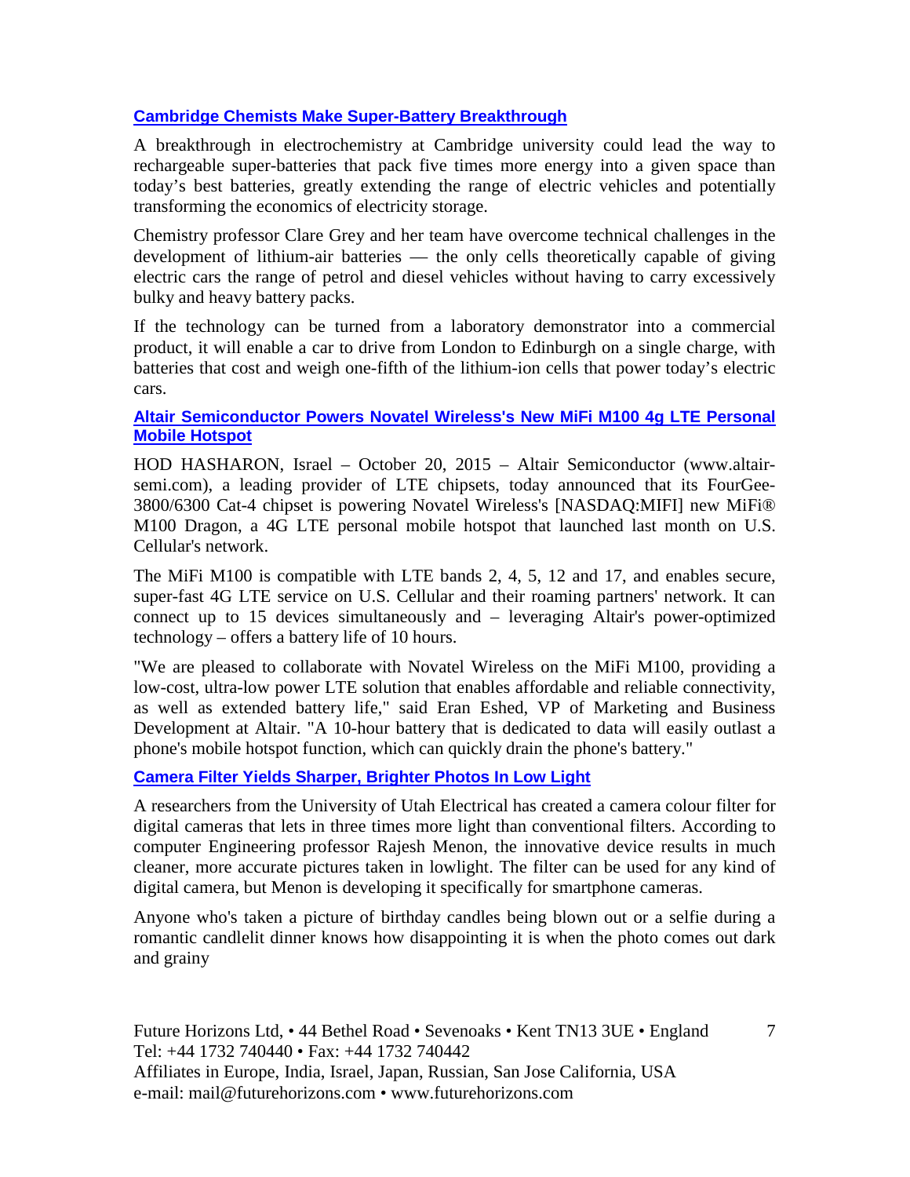### Cambridge Chemists Make Super-Battery Breakthrough

A breakthrough in electrochemistry at Cambridge university could lead the way to rechargeable super-batteries that pack five times more energy into a given space than today's best batteries, greatly extending the range of electric vehicles and potentially transforming the economics of electricity storage.

Chemistry professor Clare Grey and her team have overcome technical challenges in the development of lithium-air batteries — the only cells theoretically capable of giving electric cars the range of petrol and diesel vehicles without having to carry excessively bulky and heavy battery packs.

If the technology can be turned from a laboratory demonstrator into a commercial product, it will enable a car to drive from London to Edinburgh on a single charge, with batteries that cost and weigh one-fifth of the lithium-ion cells that power today's electric cars.

### Altair Semiconductor Powers Novatel Wireless's New MiFi M100 4g LTE Personal Mobile Hotspot

HOD HASHARON, Israel – October 20, 2015 – Altair Semiconductor (www.altair-semi.com), a leading provider of LTE chipsets, today announced that its FourGee-3800/6300 Cat-4 chipset is powering Novatel Wireless's [NASDAQ:MIFI] new MiFi® M100 Dragon, a 4G LTE personal mobile hotspot that launched last month on U.S. Cellular's network.

The MiFi M100 is compatible with LTE bands 2, 4, 5, 12 and 17, and enables secure, super-fast 4G LTE service on U.S. Cellular and their roaming partners' network. It can connect up to 15 devices simultaneously and – leveraging Altair's power-optimized technology – offers a battery life of 10 hours.

"We are pleased to collaborate with Novatel Wireless on the MiFi M100, providing a low-cost, ultra-low power LTE solution that enables affordable and reliable connectivity, as well as extended battery life," said Eran Eshed, VP of Marketing and Business Development at Altair. "A 10-hour battery that is dedicated to data will easily outlast a phone's mobile hotspot function, which can quickly drain the phone's battery."

### Camera Filter Yields Sharper, Brighter Photos In Low Light

A researchers from the University of Utah Electrical has created a camera colour filter for digital cameras that lets in three times more light than conventional filters. According to computer Engineering professor Rajesh Menon, the innovative device results in much cleaner, more accurate pictures taken in lowlight. The filter can be used for any kind of digital camera, but Menon is developing it specifically for smartphone cameras.

Anyone who's taken a picture of birthday candles being blown out or a selfie during a romantic candlelit dinner knows how disappointing it is when the photo comes out dark and grainy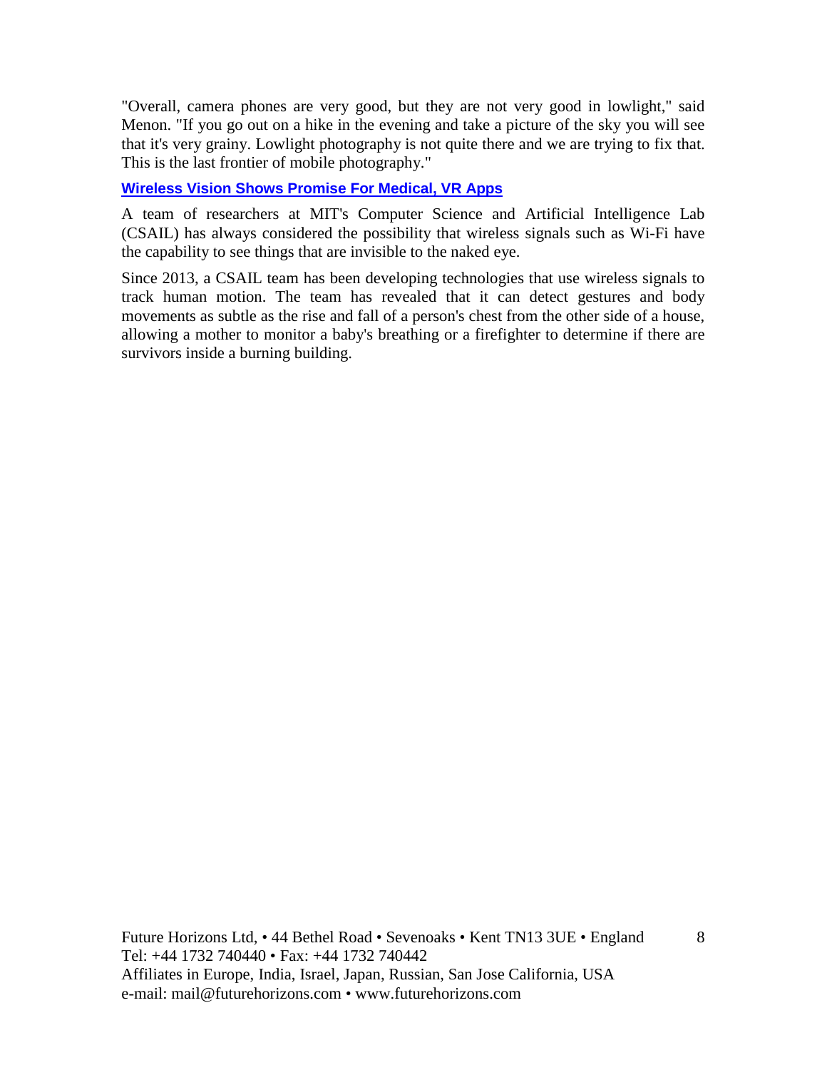"Overall, camera phones are very good, but they are not very good in lowlight," said Menon. "If you go out on a hike in the evening and take a picture of the sky you will see that it's very grainy. Lowlight photography is not quite there and we are trying to fix that. This is the last frontier of mobile photography."

### Wireless Vision Shows Promise For Medical, VR Apps

A team of researchers at MIT's Computer Science and Artificial Intelligence Lab (CSAIL) has always considered the possibility that wireless signals such as Wi-Fi have the capability to see things that are invisible to the naked eye.

Since 2013, a CSAIL team has been developing technologies that use wireless signals to track human motion. The team has revealed that it can detect gestures and body movements as subtle as the rise and fall of a person's chest from the other side of a house, allowing a mother to monitor a baby's breathing or a firefighter to determine if there are survivors inside a burning building.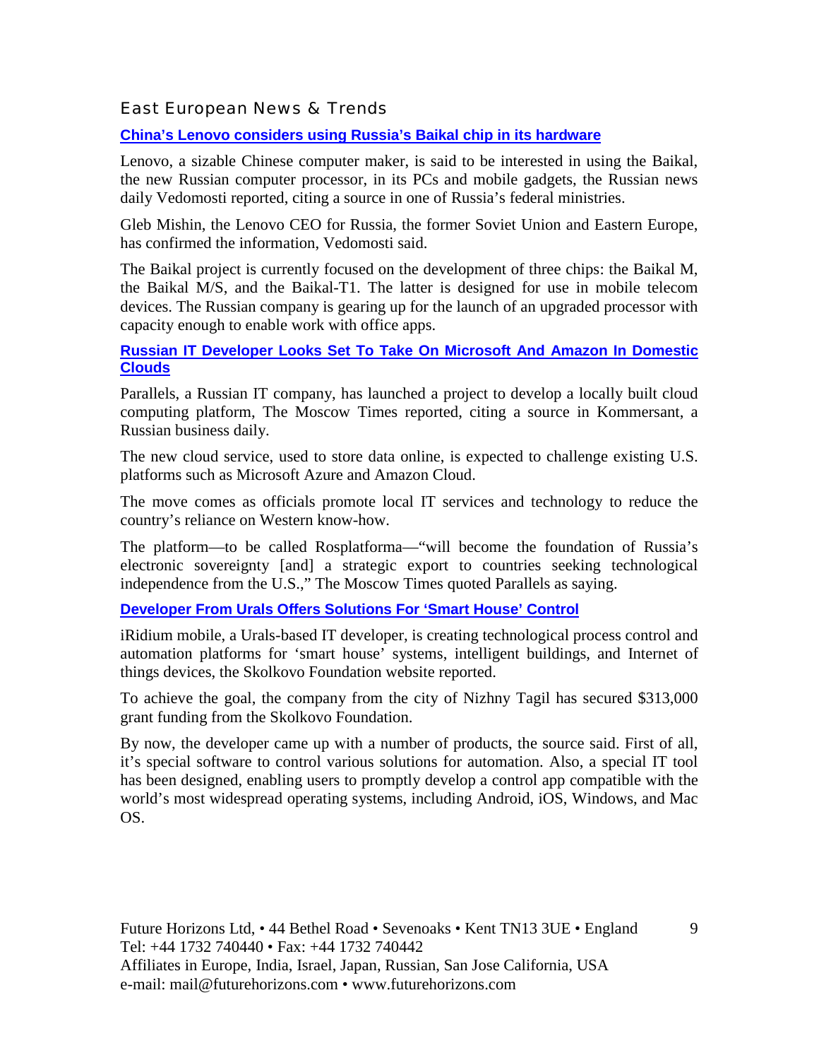## East European News & Trends

### China's Lenovo considers using Russia's Baikal chip in its hardware

Lenovo, a sizable Chinese computer maker, is said to be interested in using the Baikal, the new Russian computer processor, in its PCs and mobile gadgets, the Russian news daily Vedomosti reported, citing a source in one of Russia's federal ministries.

Gleb Mishin, the Lenovo CEO for Russia, the former Soviet Union and Eastern Europe, has confirmed the information, Vedomosti said.

The Baikal project is currently focused on the development of three chips: the Baikal M, the Baikal M/S, and the Baikal-T1. The latter is designed for use in mobile telecom devices. The Russian company is gearing up for the launch of an upgraded processor with capacity enough to enable work with office apps.

### Russian IT Developer Looks Set To Take On Microsoft And Amazon In Domestic Clouds

Parallels, a Russian IT company, has launched a project to develop a locally built cloud computing platform, The Moscow Times reported, citing a source in Kommersant, a Russian business daily.

The new cloud service, used to store data online, is expected to challenge existing U.S. platforms such as Microsoft Azure and Amazon Cloud.

The move comes as officials promote local IT services and technology to reduce the country's reliance on Western know-how.

The platform—to be called Rosplatforma—"will become the foundation of Russia's electronic sovereignty [and] a strategic export to countries seeking technological independence from the U.S.," The Moscow Times quoted Parallels as saying.

### Developer From Urals Offers Solutions For 'Smart House' Control

iRidium mobile, a Urals-based IT developer, is creating technological process control and automation platforms for 'smart house' systems, intelligent buildings, and Internet of things devices, the Skolkovo Foundation website reported.

To achieve the goal, the company from the city of Nizhny Tagil has secured $313,000 grant funding from the Skolkovo Foundation.

By now, the developer came up with a number of products, the source said. First of all, it's special software to control various solutions for automation. Also, a special IT tool has been designed, enabling users to promptly develop a control app compatible with the world's most widespread operating systems, including Android, iOS, Windows, and Mac OS.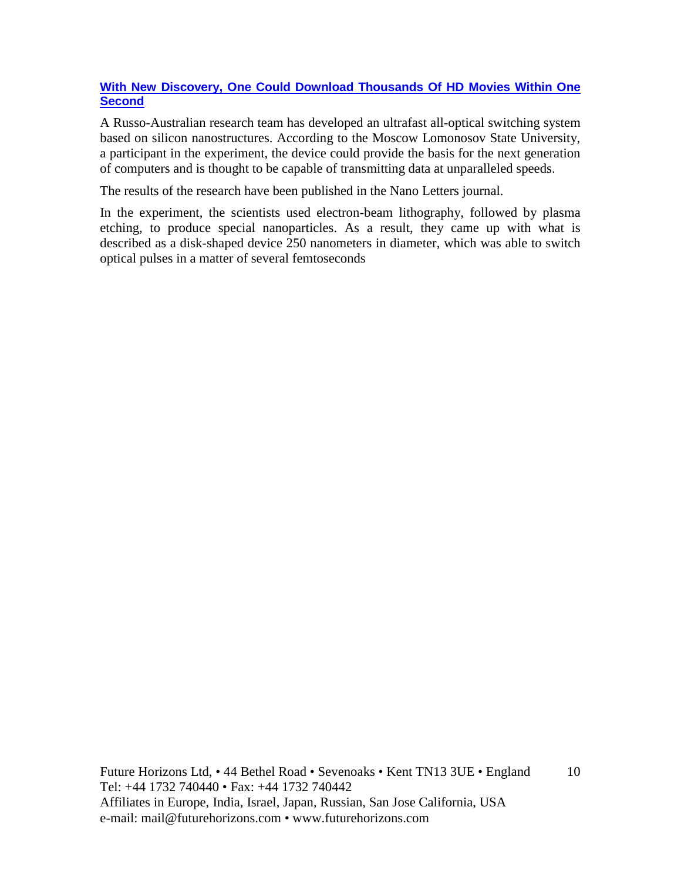**[With New Discovery, One Could Download Thousands Of HD Movies Within One Second]**

A Russo-Australian research team has developed an ultrafast all-optical switching system based on silicon nanostructures. According to the Moscow Lomonosov State University, a participant in the experiment, the device could provide the basis for the next generation of computers and is thought to be capable of transmitting data at unparalleled speeds.

The results of the research have been published in the Nano Letters journal.

In the experiment, the scientists used electron-beam lithography, followed by plasma etching, to produce special nanoparticles. As a result, they came up with what is described as a disk-shaped device 250 nanometers in diameter, which was able to switch optical pulses in a matter of several femtoseconds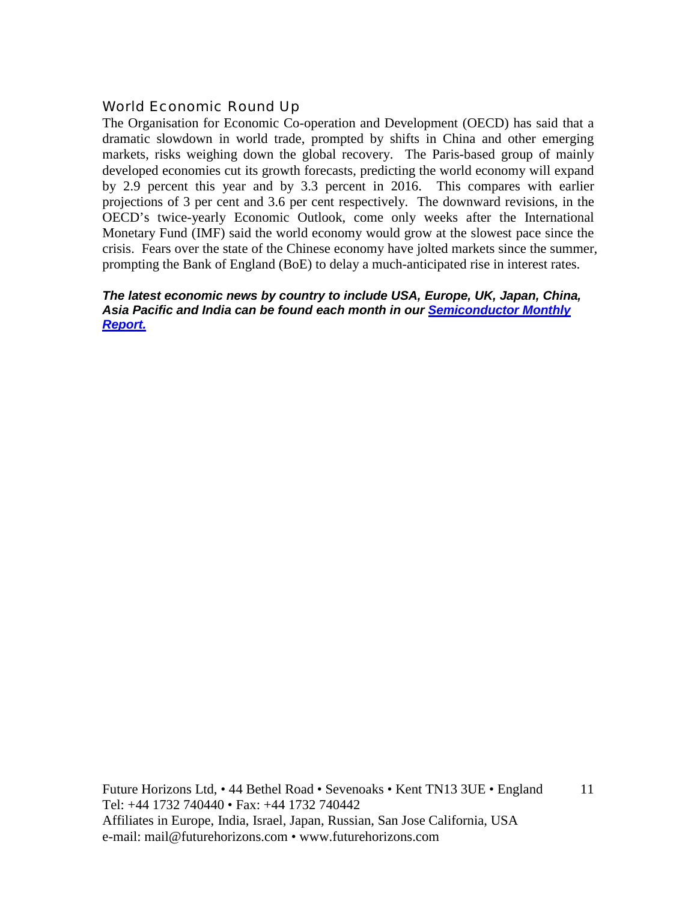## World Economic Round Up

The Organisation for Economic Co-operation and Development (OECD) has said that a dramatic slowdown in world trade, prompted by shifts in China and other emerging markets, risks weighing down the global recovery. The Paris-based group of mainly developed economies cut its growth forecasts, predicting the world economy will expand by 2.9 percent this year and by 3.3 percent in 2016. This compares with earlier projections of 3 per cent and 3.6 per cent respectively. The downward revisions, in the OECD's twice-yearly Economic Outlook, come only weeks after the International Monetary Fund (IMF) said the world economy would grow at the slowest pace since the crisis. Fears over the state of the Chinese economy have jolted markets since the summer, prompting the Bank of England (BoE) to delay a much-anticipated rise in interest rates.

***The latest economic news by country to include USA, Europe, UK, Japan, China, Asia Pacific and India can be found each month in our Semiconductor Monthly Report.***

Future Horizons Ltd, • 44 Bethel Road • Sevenoaks • Kent TN13 3UE • England
Tel: +44 1732 740440 • Fax: +44 1732 740442
Affiliates in Europe, India, Israel, Japan, Russian, San Jose California, USA
e-mail: mail@futurehorizons.com • www.futurehorizons.com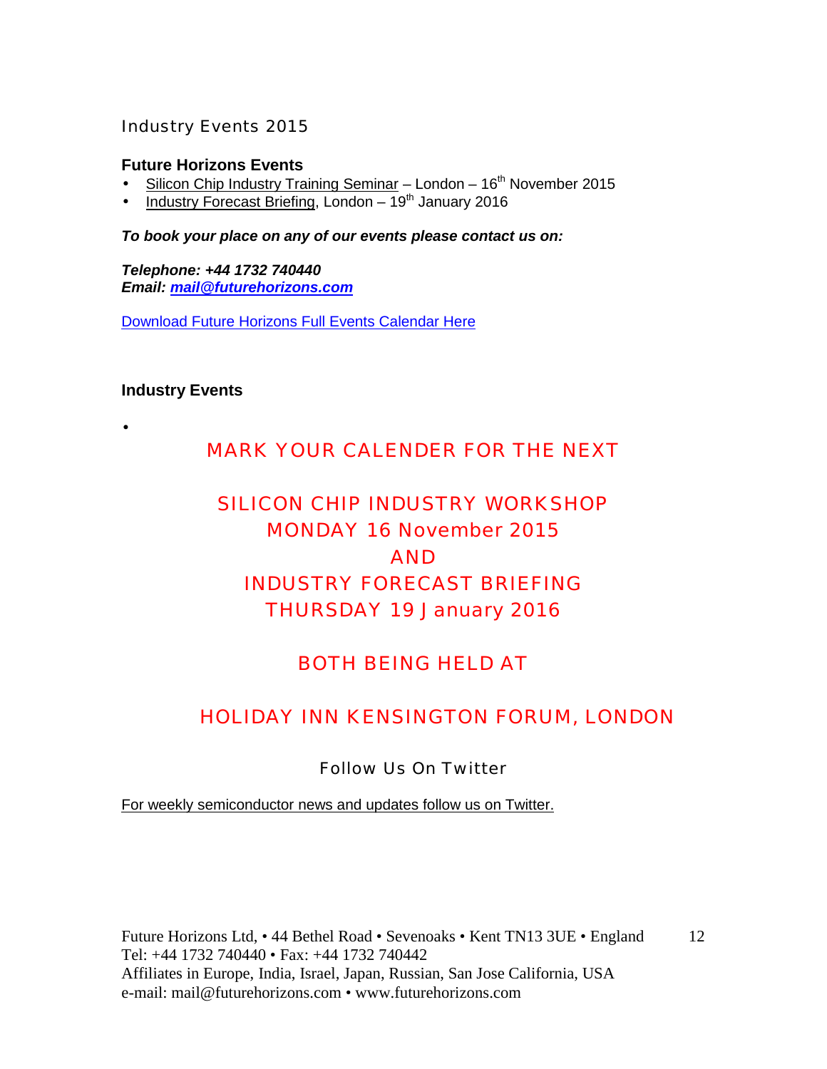## Industry Events 2015

### Future Horizons Events

- Silicon Chip Industry Training Seminar – London – 16th November 2015
- Industry Forecast Briefing, London – 19th January 2016

***To book your place on any of our events please contact us on:***

***Telephone: +44 1732 740440***
***Email: mail@futurehorizons.com***

Download Future Horizons Full Events Calendar Here

### Industry Events

- 

MARK YOUR CALENDER FOR THE NEXT

SILICON CHIP INDUSTRY WORKSHOP
MONDAY 16 November 2015
AND
INDUSTRY FORECAST BRIEFING
THURSDAY 19 January 2016

BOTH BEING HELD AT

HOLIDAY INN KENSINGTON FORUM, LONDON

Follow Us On Twitter

For weekly semiconductor news and updates follow us on Twitter.

Future Horizons Ltd, • 44 Bethel Road • Sevenoaks • Kent TN13 3UE • England
Tel: +44 1732 740440 • Fax: +44 1732 740442
Affiliates in Europe, India, Israel, Japan, Russian, San Jose California, USA
e-mail: mail@futurehorizons.com • www.futurehorizons.com